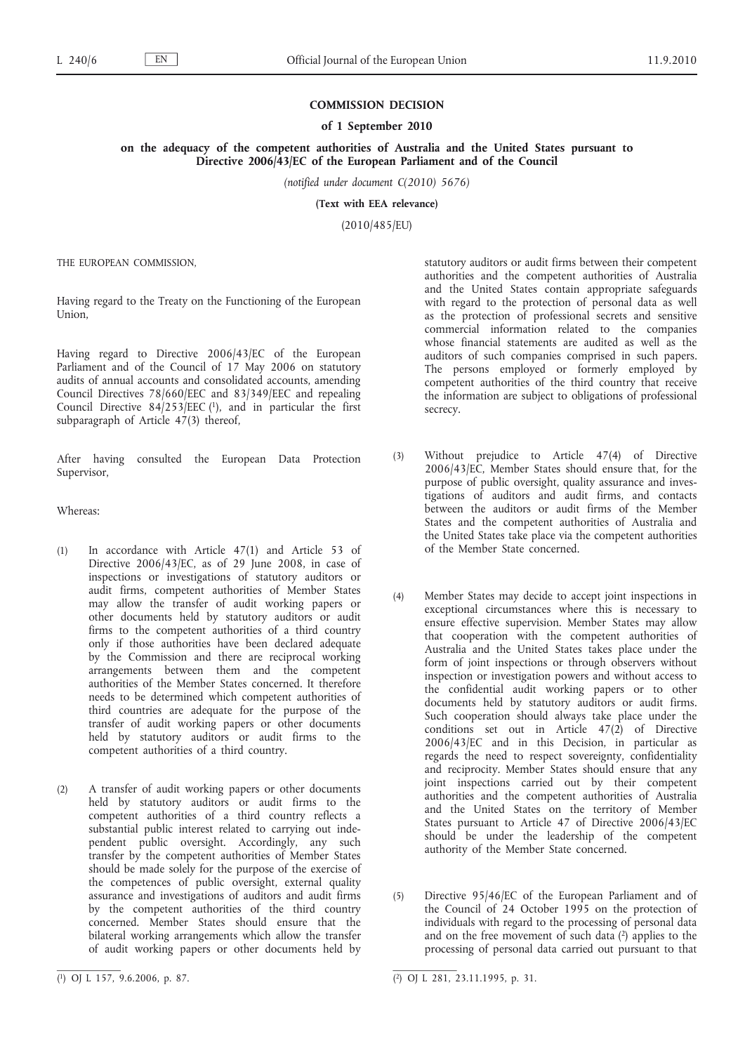# COMMISSION DECISION

## of 1 September 2010

## on the adequacy of the competent authorities of Australia and the United States pursuant to Directive 2006/43/EC of the European Parliament and of the Council

*(notified under document C(2010) 5676)*

**(Text with EEA relevance)**

(2010/485/EU)

THE EUROPEAN COMMISSION,

Having regard to the Treaty on the Functioning of the European Union,

Having regard to Directive 2006/43/EC of the European Parliament and of the Council of 17 May 2006 on statutory audits of annual accounts and consolidated accounts, amending Council Directives 78/660/EEC and 83/349/EEC and repealing Council Directive 84/253/EEC [1], and in particular the first subparagraph of Article 47(3) thereof,

After having consulted the European Data Protection Supervisor,

Whereas:

(1) In accordance with Article 47(1) and Article 53 of Directive 2006/43/EC, as of 29 June 2008, in case of inspections or investigations of statutory auditors or audit firms, competent authorities of Member States may allow the transfer of audit working papers or other documents held by statutory auditors or audit firms to the competent authorities of a third country only if those authorities have been declared adequate by the Commission and there are reciprocal working arrangements between them and the competent authorities of the Member States concerned. It therefore needs to be determined which competent authorities of third countries are adequate for the purpose of the transfer of audit working papers or other documents held by statutory auditors or audit firms to the competent authorities of a third country.

(2) A transfer of audit working papers or other documents held by statutory auditors or audit firms to the competent authorities of a third country reflects a substantial public interest related to carrying out independent public oversight. Accordingly, any such transfer by the competent authorities of Member States should be made solely for the purpose of the exercise of the competences of public oversight, external quality assurance and investigations of auditors and audit firms by the competent authorities of the third country concerned. Member States should ensure that the bilateral working arrangements which allow the transfer of audit working papers or other documents held by statutory auditors or audit firms between their competent authorities and the competent authorities of Australia and the United States contain appropriate safeguards with regard to the protection of personal data as well as the protection of professional secrets and sensitive commercial information related to the companies whose financial statements are audited as well as the auditors of such companies comprised in such papers. The persons employed or formerly employed by competent authorities of the third country that receive the information are subject to obligations of professional secrecy.

(3) Without prejudice to Article 47(4) of Directive 2006/43/EC, Member States should ensure that, for the purpose of public oversight, quality assurance and investigations of auditors and audit firms, and contacts between the auditors or audit firms of the Member States and the competent authorities of Australia and the United States take place via the competent authorities of the Member State concerned.

(4) Member States may decide to accept joint inspections in exceptional circumstances where this is necessary to ensure effective supervision. Member States may allow that cooperation with the competent authorities of Australia and the United States takes place under the form of joint inspections or through observers without inspection or investigation powers and without access to the confidential audit working papers or to other documents held by statutory auditors or audit firms. Such cooperation should always take place under the conditions set out in Article 47(2) of Directive 2006/43/EC and in this Decision, in particular as regards the need to respect sovereignty, confidentiality and reciprocity. Member States should ensure that any joint inspections carried out by their competent authorities and the competent authorities of Australia and the United States on the territory of Member States pursuant to Article 47 of Directive 2006/43/EC should be under the leadership of the competent authority of the Member State concerned.

(5) Directive 95/46/EC of the European Parliament and of the Council of 24 October 1995 on the protection of individuals with regard to the processing of personal data and on the free movement of such data [2] applies to the processing of personal data carried out pursuant to that

[1] OJ L 157, 9.6.2006, p. 87.

[2] OJ L 281, 23.11.1995, p. 31.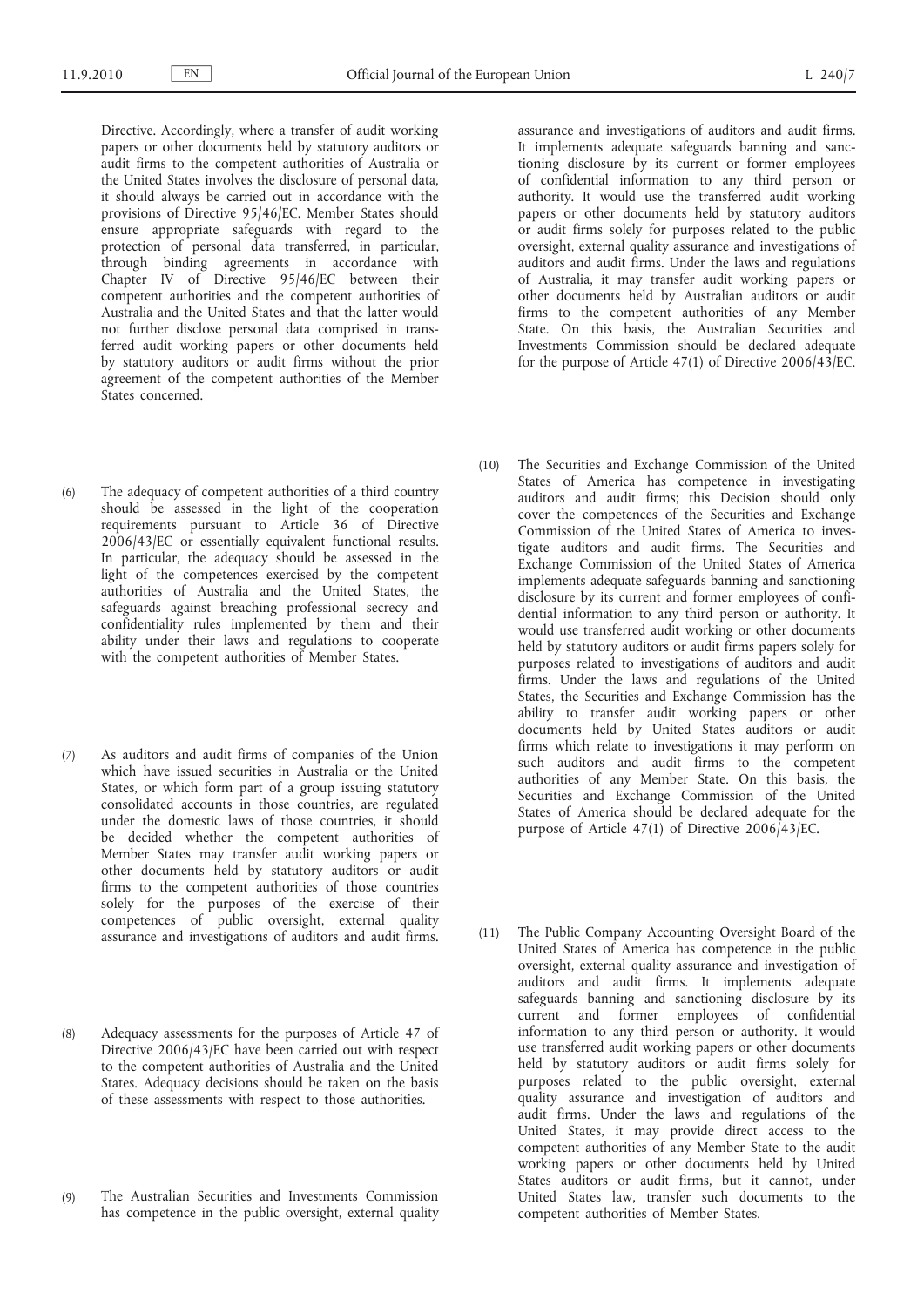Directive. Accordingly, where a transfer of audit working papers or other documents held by statutory auditors or audit firms to the competent authorities of Australia or the United States involves the disclosure of personal data, it should always be carried out in accordance with the provisions of Directive 95/46/EC. Member States should ensure appropriate safeguards with regard to the protection of personal data transferred, in particular, through binding agreements in accordance with Chapter IV of Directive 95/46/EC between their competent authorities and the competent authorities of Australia and the United States and that the latter would not further disclose personal data comprised in transferred audit working papers or other documents held by statutory auditors or audit firms without the prior agreement of the competent authorities of the Member States concerned.

(6) The adequacy of competent authorities of a third country should be assessed in the light of the cooperation requirements pursuant to Article 36 of Directive 2006/43/EC or essentially equivalent functional results. In particular, the adequacy should be assessed in the light of the competences exercised by the competent authorities of Australia and the United States, the safeguards against breaching professional secrecy and confidentiality rules implemented by them and their ability under their laws and regulations to cooperate with the competent authorities of Member States.

(7) As auditors and audit firms of companies of the Union which have issued securities in Australia or the United States, or which form part of a group issuing statutory consolidated accounts in those countries, are regulated under the domestic laws of those countries, it should be decided whether the competent authorities of Member States may transfer audit working papers or other documents held by statutory auditors or audit firms to the competent authorities of those countries solely for the purposes of the exercise of their competences of public oversight, external quality assurance and investigations of auditors and audit firms.

(8) Adequacy assessments for the purposes of Article 47 of Directive 2006/43/EC have been carried out with respect to the competent authorities of Australia and the United States. Adequacy decisions should be taken on the basis of these assessments with respect to those authorities.

(9) The Australian Securities and Investments Commission has competence in the public oversight, external quality assurance and investigations of auditors and audit firms. It implements adequate safeguards banning and sanctioning disclosure by its current or former employees of confidential information to any third person or authority. It would use the transferred audit working papers or other documents held by statutory auditors or audit firms solely for purposes related to the public oversight, external quality assurance and investigations of auditors and audit firms. Under the laws and regulations of Australia, it may transfer audit working papers or other documents held by Australian auditors or audit firms to the competent authorities of any Member State. On this basis, the Australian Securities and Investments Commission should be declared adequate for the purpose of Article 47(1) of Directive 2006/43/EC.

(10) The Securities and Exchange Commission of the United States of America has competence in investigating auditors and audit firms; this Decision should only cover the competences of the Securities and Exchange Commission of the United States of America to investigate auditors and audit firms. The Securities and Exchange Commission of the United States of America implements adequate safeguards banning and sanctioning disclosure by its current and former employees of confidential information to any third person or authority. It would use transferred audit working or other documents held by statutory auditors or audit firms papers solely for purposes related to investigations of auditors and audit firms. Under the laws and regulations of the United States, the Securities and Exchange Commission has the ability to transfer audit working papers or other documents held by United States auditors or audit firms which relate to investigations it may perform on such auditors and audit firms to the competent authorities of any Member State. On this basis, the Securities and Exchange Commission of the United States of America should be declared adequate for the purpose of Article 47(1) of Directive 2006/43/EC.

(11) The Public Company Accounting Oversight Board of the United States of America has competence in the public oversight, external quality assurance and investigation of auditors and audit firms. It implements adequate safeguards banning and sanctioning disclosure by its current and former employees of confidential information to any third person or authority. It would use transferred audit working papers or other documents held by statutory auditors or audit firms solely for purposes related to the public oversight, external quality assurance and investigation of auditors and audit firms. Under the laws and regulations of the United States, it may provide direct access to the competent authorities of any Member State to the audit working papers or other documents held by United States auditors or audit firms, but it cannot, under United States law, transfer such documents to the competent authorities of Member States.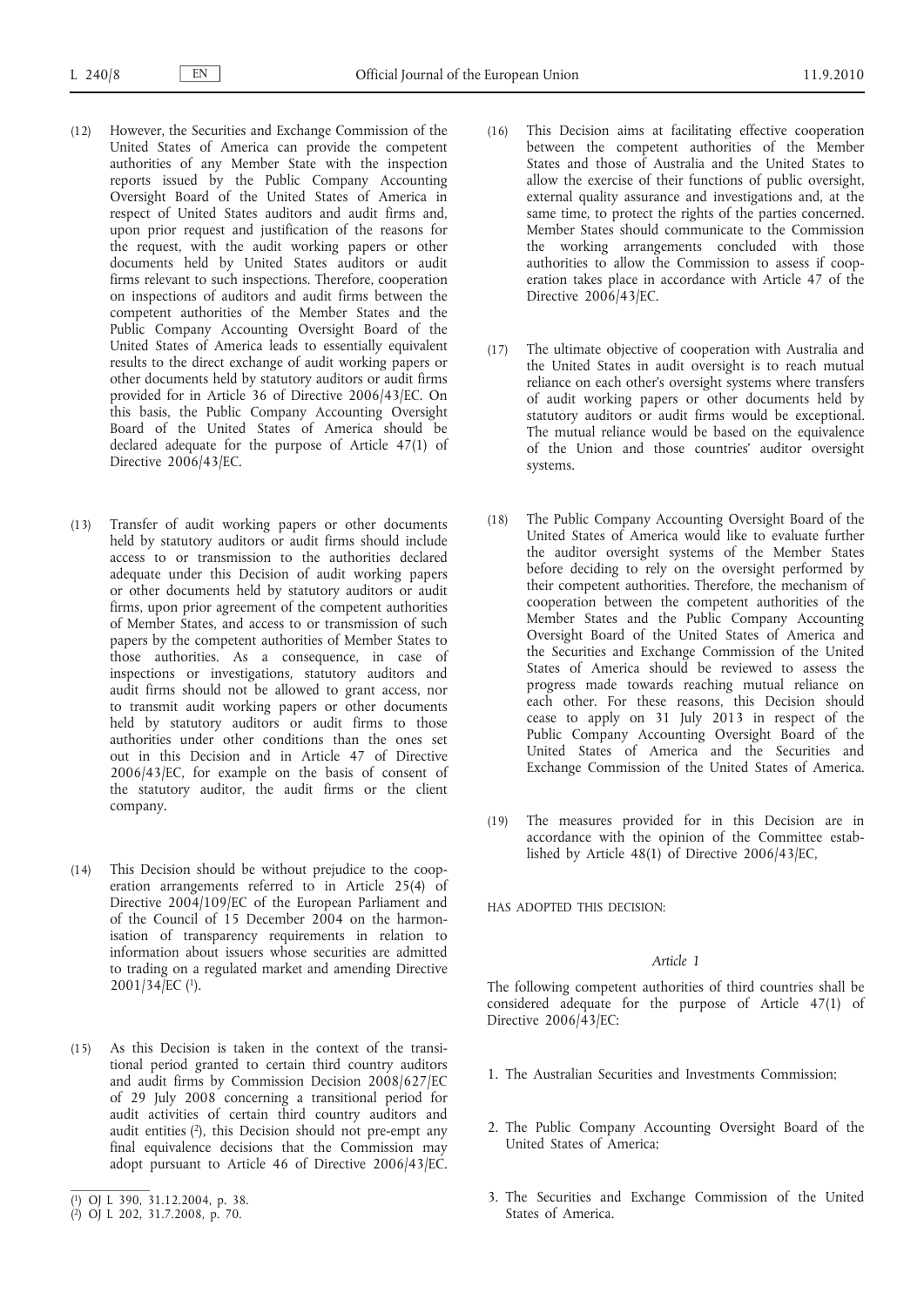(12) However, the Securities and Exchange Commission of the United States of America can provide the competent authorities of any Member State with the inspection reports issued by the Public Company Accounting Oversight Board of the United States of America in respect of United States auditors and audit firms and, upon prior request and justification of the reasons for the request, with the audit working papers or other documents held by United States auditors or audit firms relevant to such inspections. Therefore, cooperation on inspections of auditors and audit firms between the competent authorities of the Member States and the Public Company Accounting Oversight Board of the United States of America leads to essentially equivalent results to the direct exchange of audit working papers or other documents held by statutory auditors or audit firms provided for in Article 36 of Directive 2006/43/EC. On this basis, the Public Company Accounting Oversight Board of the United States of America should be declared adequate for the purpose of Article 47(1) of Directive 2006/43/EC.

(13) Transfer of audit working papers or other documents held by statutory auditors or audit firms should include access to or transmission to the authorities declared adequate under this Decision of audit working papers or other documents held by statutory auditors or audit firms, upon prior agreement of the competent authorities of Member States, and access to or transmission of such papers by the competent authorities of Member States to those authorities. As a consequence, in case of inspections or investigations, statutory auditors and audit firms should not be allowed to grant access, nor to transmit audit working papers or other documents held by statutory auditors or audit firms to those authorities under other conditions than the ones set out in this Decision and in Article 47 of Directive 2006/43/EC, for example on the basis of consent of the statutory auditor, the audit firms or the client company.

(14) This Decision should be without prejudice to the cooperation arrangements referred to in Article 25(4) of Directive 2004/109/EC of the European Parliament and of the Council of 15 December 2004 on the harmonisation of transparency requirements in relation to information about issuers whose securities are admitted to trading on a regulated market and amending Directive 2001/34/EC [1].

(15) As this Decision is taken in the context of the transitional period granted to certain third country auditors and audit firms by Commission Decision 2008/627/EC of 29 July 2008 concerning a transitional period for audit activities of certain third country auditors and audit entities [2], this Decision should not pre-empt any final equivalence decisions that the Commission may adopt pursuant to Article 46 of Directive 2006/43/EC.

(16) This Decision aims at facilitating effective cooperation between the competent authorities of the Member States and those of Australia and the United States to allow the exercise of their functions of public oversight, external quality assurance and investigations and, at the same time, to protect the rights of the parties concerned. Member States should communicate to the Commission the working arrangements concluded with those authorities to allow the Commission to assess if cooperation takes place in accordance with Article 47 of the Directive 2006/43/EC.

(17) The ultimate objective of cooperation with Australia and the United States in audit oversight is to reach mutual reliance on each other's oversight systems where transfers of audit working papers or other documents held by statutory auditors or audit firms would be exceptional. The mutual reliance would be based on the equivalence of the Union and those countries' auditor oversight systems.

(18) The Public Company Accounting Oversight Board of the United States of America would like to evaluate further the auditor oversight systems of the Member States before deciding to rely on the oversight performed by their competent authorities. Therefore, the mechanism of cooperation between the competent authorities of the Member States and the Public Company Accounting Oversight Board of the United States of America and the Securities and Exchange Commission of the United States of America should be reviewed to assess the progress made towards reaching mutual reliance on each other. For these reasons, this Decision should cease to apply on 31 July 2013 in respect of the Public Company Accounting Oversight Board of the United States of America and the Securities and Exchange Commission of the United States of America.

(19) The measures provided for in this Decision are in accordance with the opinion of the Committee established by Article 48(1) of Directive 2006/43/EC,

HAS ADOPTED THIS DECISION:

*Article 1*

The following competent authorities of third countries shall be considered adequate for the purpose of Article 47(1) of Directive 2006/43/EC:

1. The Australian Securities and Investments Commission;
2. The Public Company Accounting Oversight Board of the United States of America;
3. The Securities and Exchange Commission of the United States of America.

[1] OJ L 390, 31.12.2004, p. 38.

[2] OJ L 202, 31.7.2008, p. 70.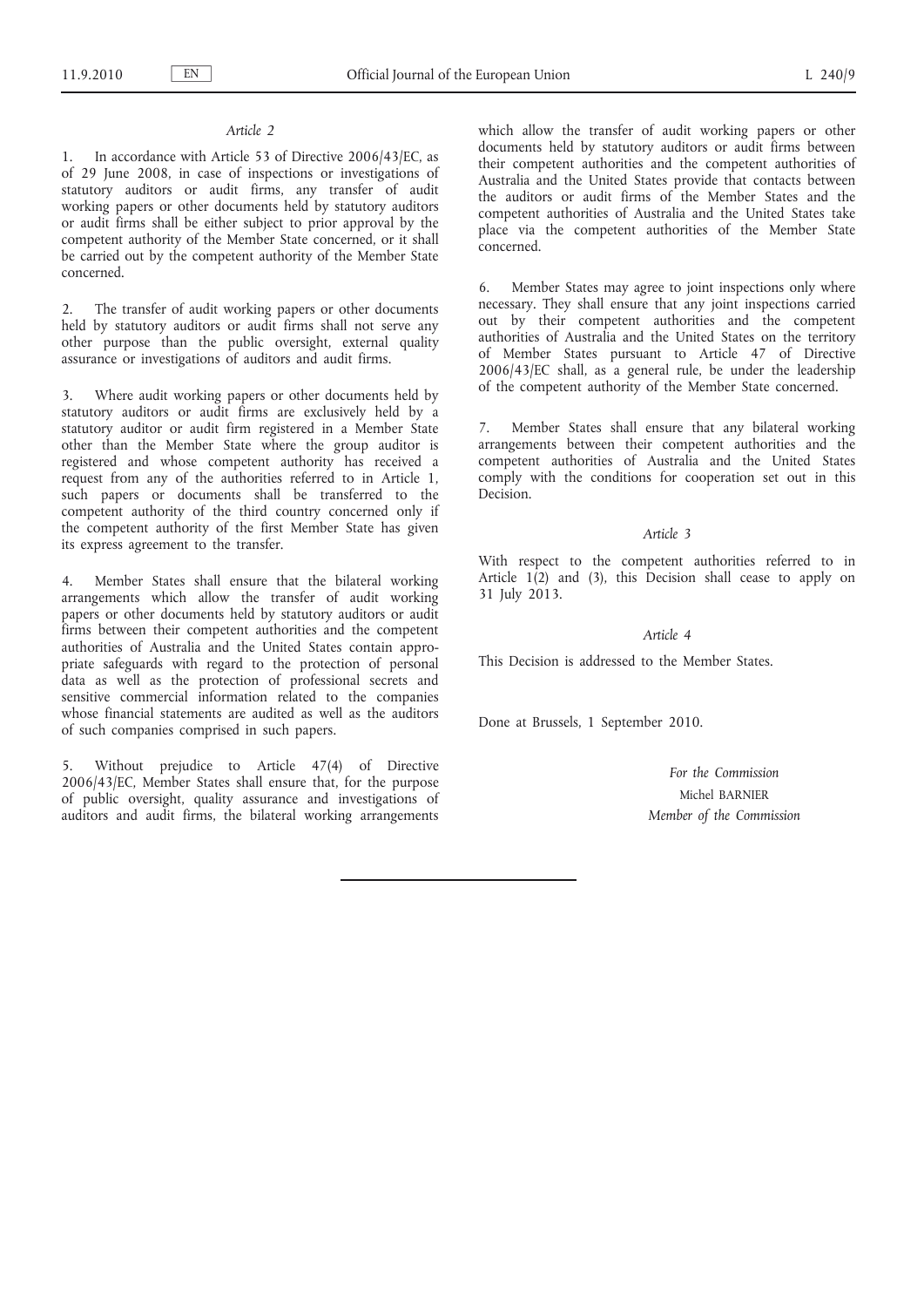*Article 2*

1. In accordance with Article 53 of Directive 2006/43/EC, as of 29 June 2008, in case of inspections or investigations of statutory auditors or audit firms, any transfer of audit working papers or other documents held by statutory auditors or audit firms shall be either subject to prior approval by the competent authority of the Member State concerned, or it shall be carried out by the competent authority of the Member State concerned.

2. The transfer of audit working papers or other documents held by statutory auditors or audit firms shall not serve any other purpose than the public oversight, external quality assurance or investigations of auditors and audit firms.

3. Where audit working papers or other documents held by statutory auditors or audit firms are exclusively held by a statutory auditor or audit firm registered in a Member State other than the Member State where the group auditor is registered and whose competent authority has received a request from any of the authorities referred to in Article 1, such papers or documents shall be transferred to the competent authority of the third country concerned only if the competent authority of the first Member State has given its express agreement to the transfer.

4. Member States shall ensure that the bilateral working arrangements which allow the transfer of audit working papers or other documents held by statutory auditors or audit firms between their competent authorities and the competent authorities of Australia and the United States contain appropriate safeguards with regard to the protection of personal data as well as the protection of professional secrets and sensitive commercial information related to the companies whose financial statements are audited as well as the auditors of such companies comprised in such papers.

5. Without prejudice to Article 47(4) of Directive 2006/43/EC, Member States shall ensure that, for the purpose of public oversight, quality assurance and investigations of auditors and audit firms, the bilateral working arrangements which allow the transfer of audit working papers or other documents held by statutory auditors or audit firms between their competent authorities and the competent authorities of Australia and the United States provide that contacts between the auditors or audit firms of the Member States and the competent authorities of Australia and the United States take place via the competent authorities of the Member State concerned.

6. Member States may agree to joint inspections only where necessary. They shall ensure that any joint inspections carried out by their competent authorities and the competent authorities of Australia and the United States on the territory of Member States pursuant to Article 47 of Directive 2006/43/EC shall, as a general rule, be under the leadership of the competent authority of the Member State concerned.

7. Member States shall ensure that any bilateral working arrangements between their competent authorities and the competent authorities of Australia and the United States comply with the conditions for cooperation set out in this Decision.

*Article 3*

With respect to the competent authorities referred to in Article 1(2) and (3), this Decision shall cease to apply on 31 July 2013.

*Article 4*

This Decision is addressed to the Member States.

Done at Brussels, 1 September 2010.

*For the Commission*

Michel BARNIER

*Member of the Commission*